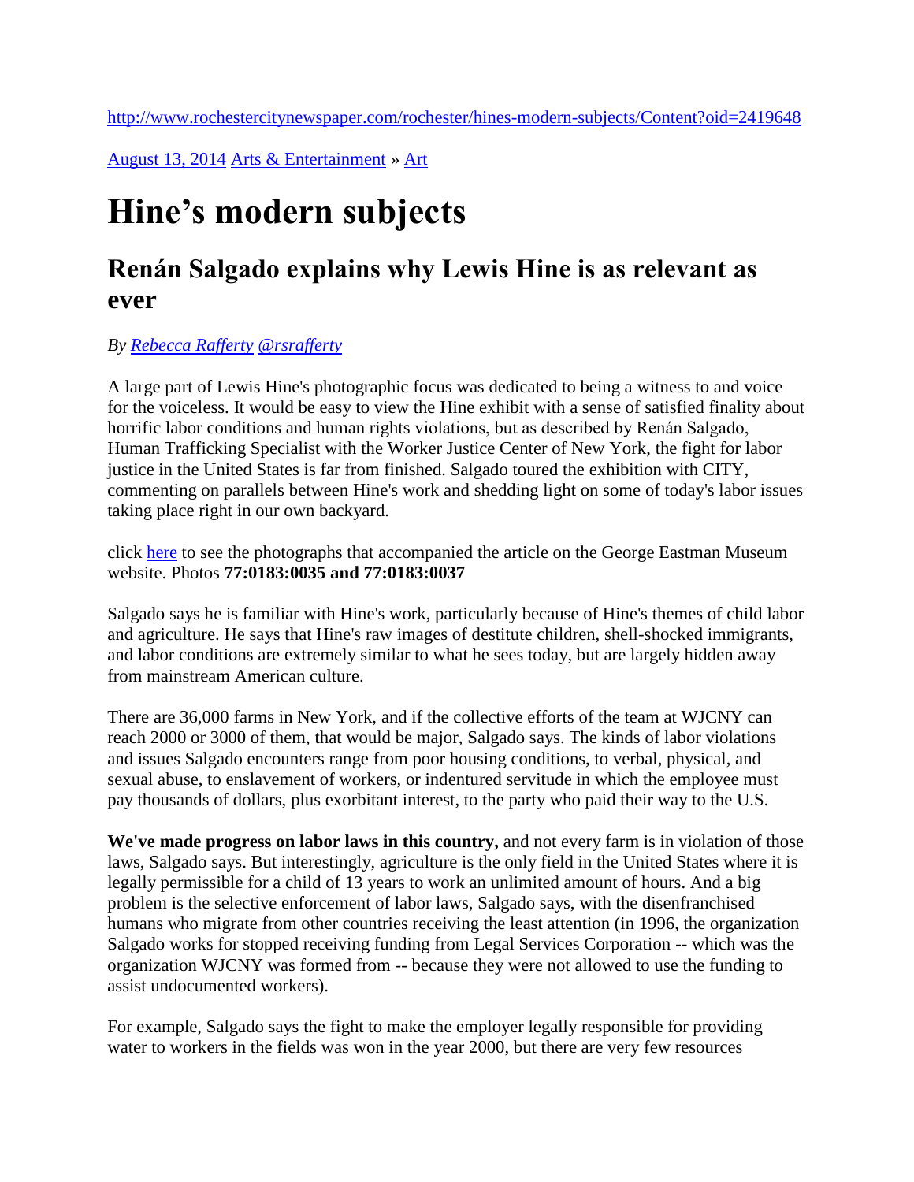http://www.rochestercitynewspaper.com/rochester/hines-modern-subjects/Content?oid=2419648

August 13, 2014 Arts & Entertainment » Art

# Hine's modern subjects

## Renán Salgado explains why Lewis Hine is as relevant as ever

*By Rebecca Rafferty @rsrafferty*

A large part of Lewis Hine's photographic focus was dedicated to being a witness to and voice for the voiceless. It would be easy to view the Hine exhibit with a sense of satisfied finality about horrific labor conditions and human rights violations, but as described by Renán Salgado, Human Trafficking Specialist with the Worker Justice Center of New York, the fight for labor justice in the United States is far from finished. Salgado toured the exhibition with CITY, commenting on parallels between Hine's work and shedding light on some of today's labor issues taking place right in our own backyard.

click here to see the photographs that accompanied the article on the George Eastman Museum website. Photos **77:0183:0035 and 77:0183:0037**

Salgado says he is familiar with Hine's work, particularly because of Hine's themes of child labor and agriculture. He says that Hine's raw images of destitute children, shell-shocked immigrants, and labor conditions are extremely similar to what he sees today, but are largely hidden away from mainstream American culture.

There are 36,000 farms in New York, and if the collective efforts of the team at WJCNY can reach 2000 or 3000 of them, that would be major, Salgado says. The kinds of labor violations and issues Salgado encounters range from poor housing conditions, to verbal, physical, and sexual abuse, to enslavement of workers, or indentured servitude in which the employee must pay thousands of dollars, plus exorbitant interest, to the party who paid their way to the U.S.

**We've made progress on labor laws in this country,** and not every farm is in violation of those laws, Salgado says. But interestingly, agriculture is the only field in the United States where it is legally permissible for a child of 13 years to work an unlimited amount of hours. And a big problem is the selective enforcement of labor laws, Salgado says, with the disenfranchised humans who migrate from other countries receiving the least attention (in 1996, the organization Salgado works for stopped receiving funding from Legal Services Corporation -- which was the organization WJCNY was formed from -- because they were not allowed to use the funding to assist undocumented workers).

For example, Salgado says the fight to make the employer legally responsible for providing water to workers in the fields was won in the year 2000, but there are very few resources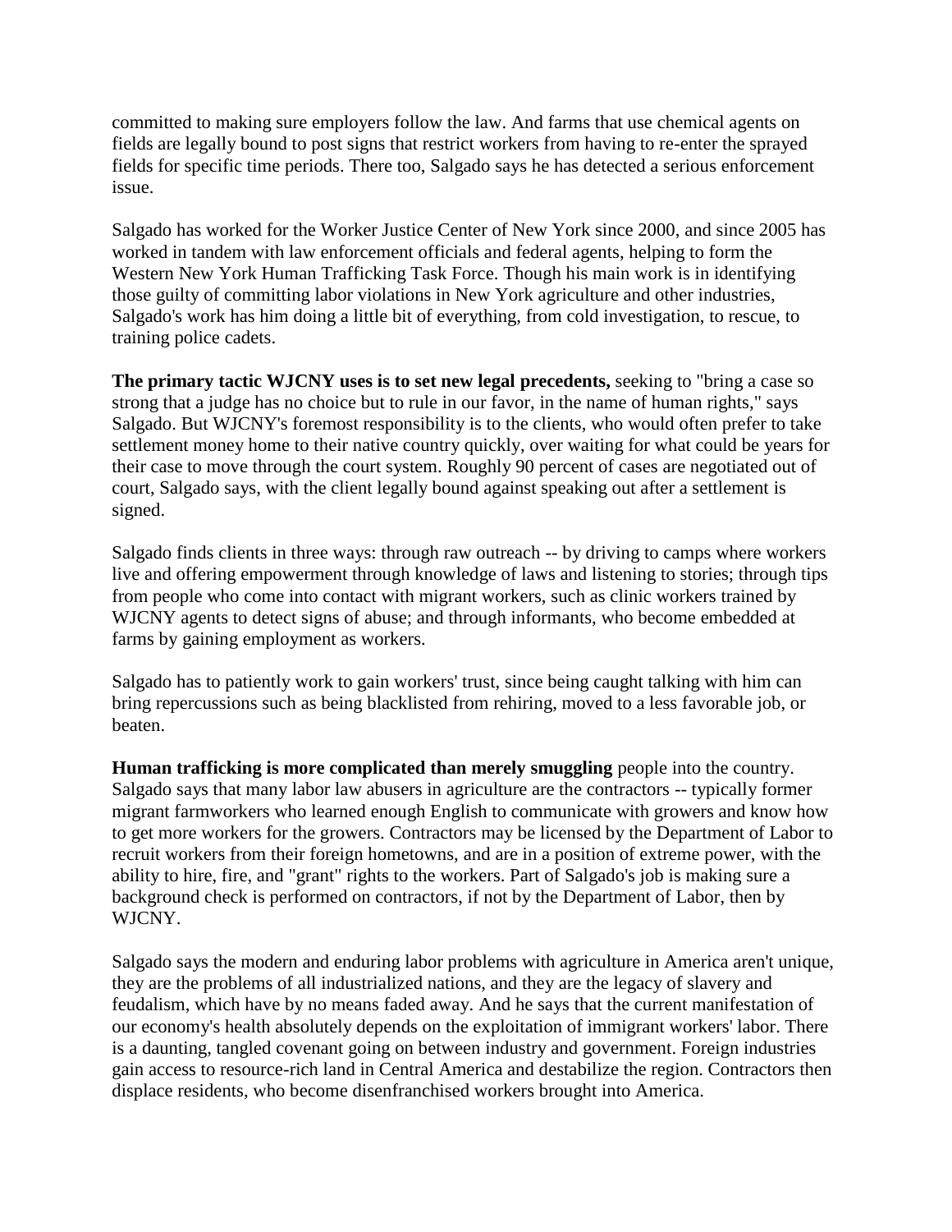committed to making sure employers follow the law. And farms that use chemical agents on fields are legally bound to post signs that restrict workers from having to re-enter the sprayed fields for specific time periods. There too, Salgado says he has detected a serious enforcement issue.

Salgado has worked for the Worker Justice Center of New York since 2000, and since 2005 has worked in tandem with law enforcement officials and federal agents, helping to form the Western New York Human Trafficking Task Force. Though his main work is in identifying those guilty of committing labor violations in New York agriculture and other industries, Salgado's work has him doing a little bit of everything, from cold investigation, to rescue, to training police cadets.

**The primary tactic WJCNY uses is to set new legal precedents,** seeking to "bring a case so strong that a judge has no choice but to rule in our favor, in the name of human rights," says Salgado. But WJCNY's foremost responsibility is to the clients, who would often prefer to take settlement money home to their native country quickly, over waiting for what could be years for their case to move through the court system. Roughly 90 percent of cases are negotiated out of court, Salgado says, with the client legally bound against speaking out after a settlement is signed.

Salgado finds clients in three ways: through raw outreach -- by driving to camps where workers live and offering empowerment through knowledge of laws and listening to stories; through tips from people who come into contact with migrant workers, such as clinic workers trained by WJCNY agents to detect signs of abuse; and through informants, who become embedded at farms by gaining employment as workers.

Salgado has to patiently work to gain workers' trust, since being caught talking with him can bring repercussions such as being blacklisted from rehiring, moved to a less favorable job, or beaten.

**Human trafficking is more complicated than merely smuggling** people into the country. Salgado says that many labor law abusers in agriculture are the contractors -- typically former migrant farmworkers who learned enough English to communicate with growers and know how to get more workers for the growers. Contractors may be licensed by the Department of Labor to recruit workers from their foreign hometowns, and are in a position of extreme power, with the ability to hire, fire, and "grant" rights to the workers. Part of Salgado's job is making sure a background check is performed on contractors, if not by the Department of Labor, then by WJCNY.

Salgado says the modern and enduring labor problems with agriculture in America aren't unique, they are the problems of all industrialized nations, and they are the legacy of slavery and feudalism, which have by no means faded away. And he says that the current manifestation of our economy's health absolutely depends on the exploitation of immigrant workers' labor. There is a daunting, tangled covenant going on between industry and government. Foreign industries gain access to resource-rich land in Central America and destabilize the region. Contractors then displace residents, who become disenfranchised workers brought into America.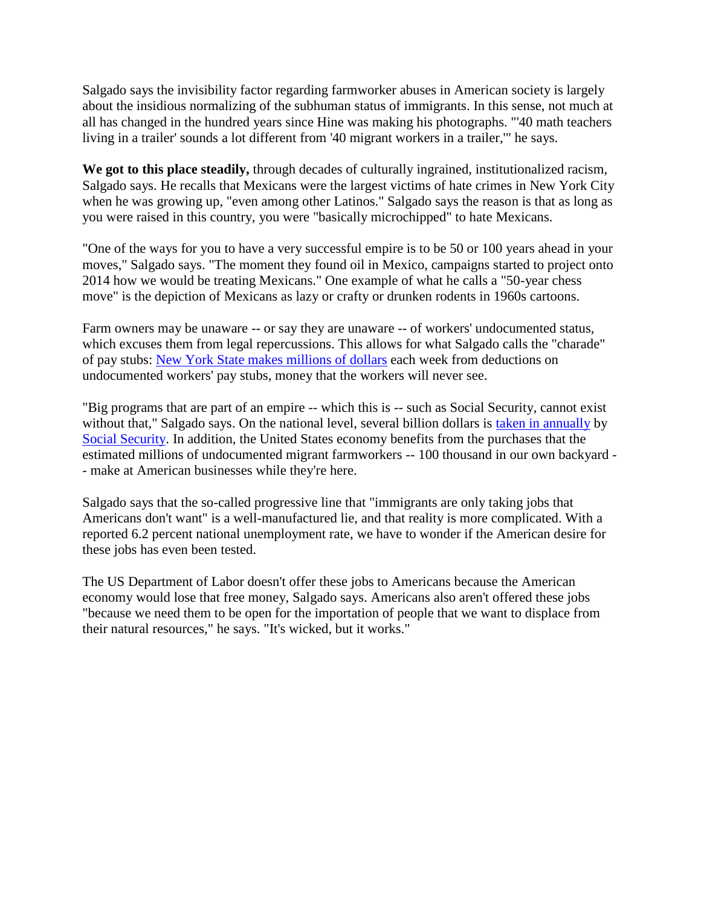Salgado says the invisibility factor regarding farmworker abuses in American society is largely about the insidious normalizing of the subhuman status of immigrants. In this sense, not much at all has changed in the hundred years since Hine was making his photographs. "'40 math teachers living in a trailer' sounds a lot different from '40 migrant workers in a trailer,'" he says.

**We got to this place steadily,** through decades of culturally ingrained, institutionalized racism, Salgado says. He recalls that Mexicans were the largest victims of hate crimes in New York City when he was growing up, "even among other Latinos." Salgado says the reason is that as long as you were raised in this country, you were "basically microchipped" to hate Mexicans.

"One of the ways for you to have a very successful empire is to be 50 or 100 years ahead in your moves," Salgado says. "The moment they found oil in Mexico, campaigns started to project onto 2014 how we would be treating Mexicans." One example of what he calls a "50-year chess move" is the depiction of Mexicans as lazy or crafty or drunken rodents in 1960s cartoons.

Farm owners may be unaware -- or say they are unaware -- of workers' undocumented status, which excuses them from legal repercussions. This allows for what Salgado calls the "charade" of pay stubs: New York State makes millions of dollars each week from deductions on undocumented workers' pay stubs, money that the workers will never see.

"Big programs that are part of an empire -- which this is -- such as Social Security, cannot exist without that," Salgado says. On the national level, several billion dollars is taken in annually by Social Security. In addition, the United States economy benefits from the purchases that the estimated millions of undocumented migrant farmworkers -- 100 thousand in our own backyard -- make at American businesses while they're here.

Salgado says that the so-called progressive line that "immigrants are only taking jobs that Americans don't want" is a well-manufactured lie, and that reality is more complicated. With a reported 6.2 percent national unemployment rate, we have to wonder if the American desire for these jobs has even been tested.

The US Department of Labor doesn't offer these jobs to Americans because the American economy would lose that free money, Salgado says. Americans also aren't offered these jobs "because we need them to be open for the importation of people that we want to displace from their natural resources," he says. "It's wicked, but it works."